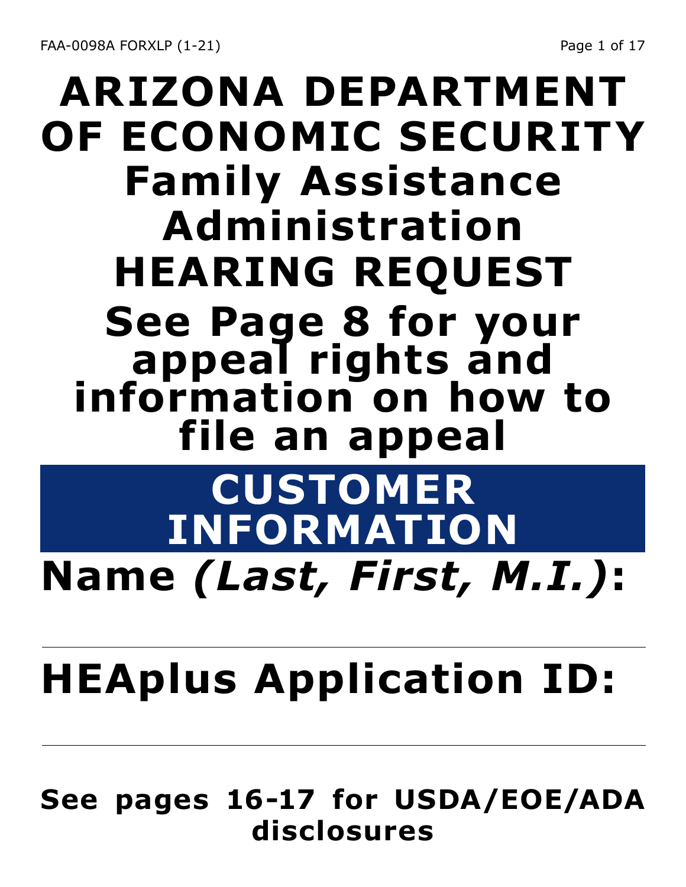# ARIZONA DEPARTMENT OF ECONOMIC SECURITY

## Family Assistance Administration

## HEARING REQUEST

## See Page 8 for your appeal rights and information on how to file an appeal

## CUSTOMER INFORMATION

**Name *(Last, First, M.I.)*:**

---

**HEAplus Application ID:**

---

**See pages 16-17 for USDA/EOE/ADA disclosures**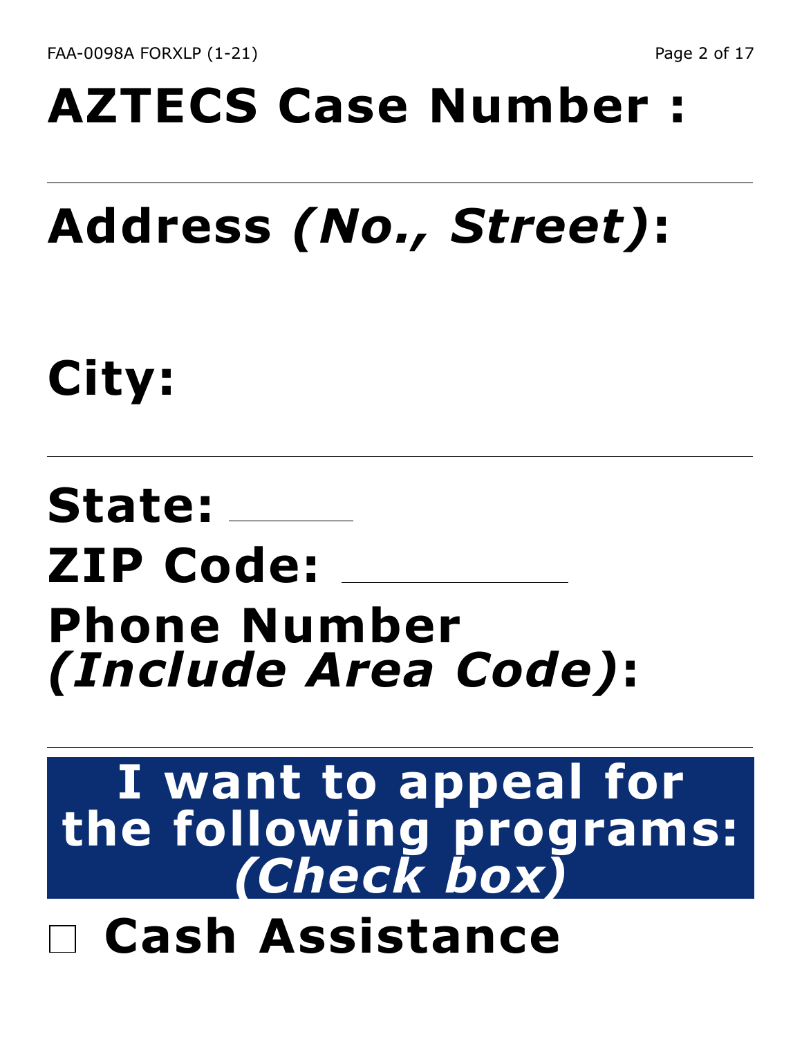**AZTECS Case Number :**

---

**Address *(No., Street)*:**

**City:**

---

**State:** \_\_\_\_\_\_

**ZIP Code:** \_\_\_\_\_\_\_\_\_\_\_

**Phone Number *(Include Area Code)*:**

---

## I want to appeal for the following programs: *(Check box)*

- ☐ **Cash Assistance**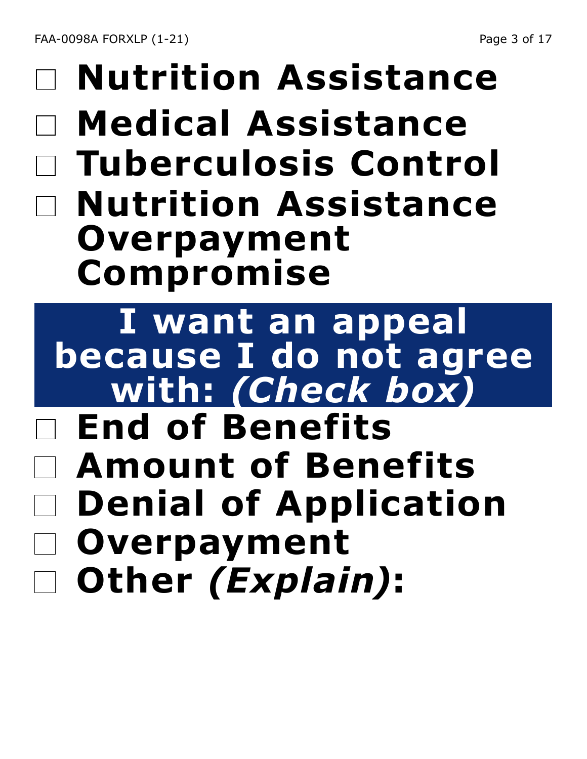- ☐ **Nutrition Assistance**
- ☐ **Medical Assistance**
- ☐ **Tuberculosis Control**
- ☐ **Nutrition Assistance Overpayment Compromise**

## I want an appeal because I do not agree with: *(Check box)*

- ☐ **End of Benefits**
- ☐ **Amount of Benefits**
- ☐ **Denial of Application**
- ☐ **Overpayment**
- ☐ **Other *(Explain)*:**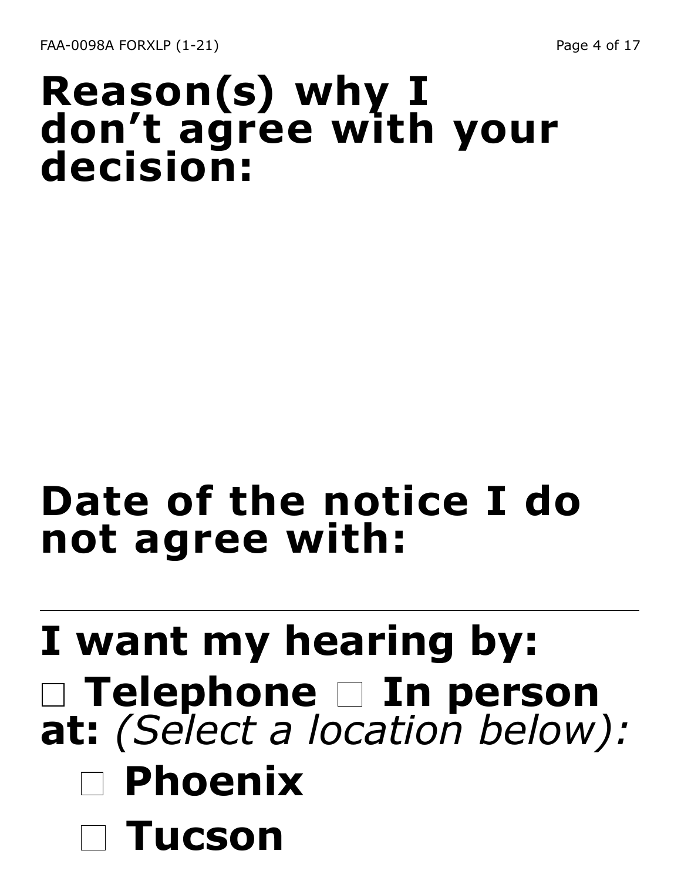# Reason(s) why I don't agree with your decision:

# Date of the notice I do not agree with:

---

# I want my hearing by:

**☐ Telephone ☐ In person at:** *(Select a location below):*

- **☐ Phoenix**
- **☐ Tucson**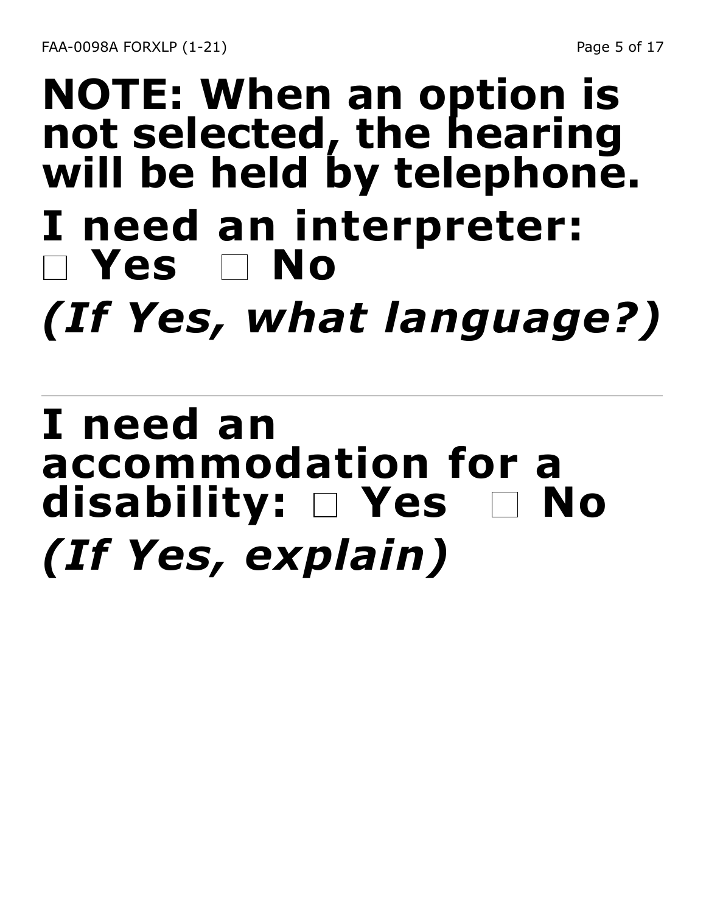**NOTE: When an option is not selected, the hearing will be held by telephone.**

**I need an interpreter:**
**☐ Yes ☐ No**

***(If Yes, what language?)***

---

**I need an accommodation for a disability: ☐ Yes ☐ No**

***(If Yes, explain)***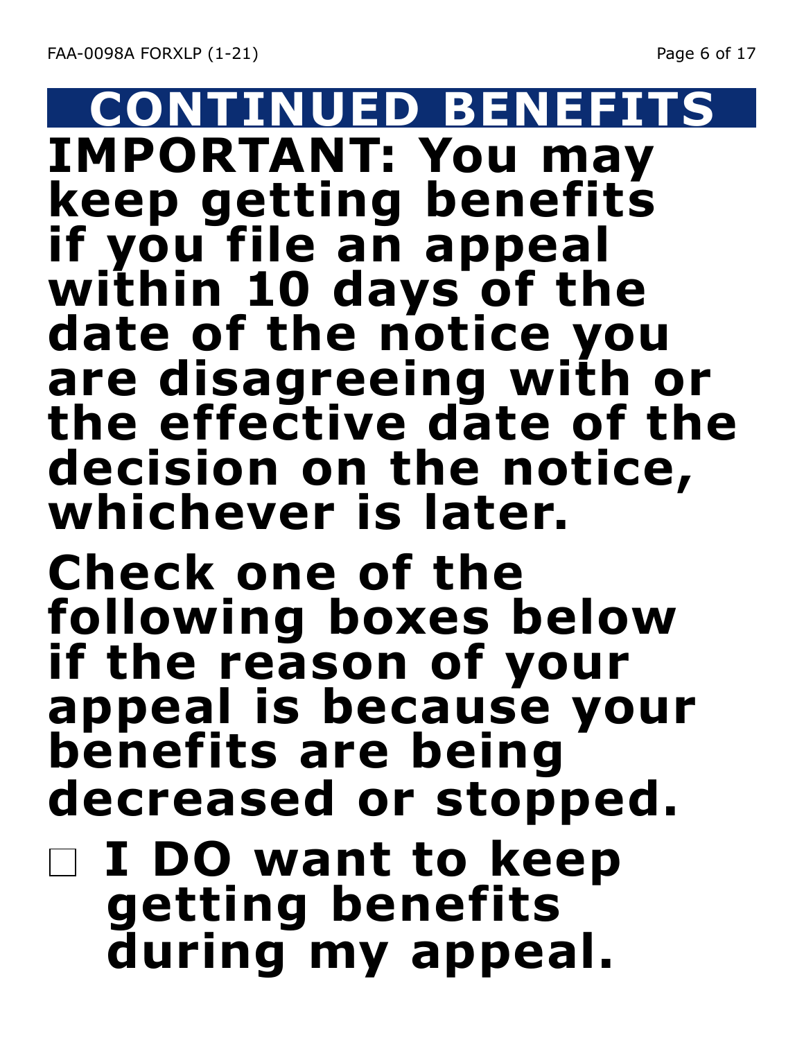# CONTINUED BENEFITS

**IMPORTANT: You may keep getting benefits if you file an appeal within 10 days of the date of the notice you are disagreeing with or the effective date of the decision on the notice, whichever is later.**

**Check one of the following boxes below if the reason of your appeal is because your benefits are being decreased or stopped.**

- ☐ **I DO want to keep getting benefits during my appeal.**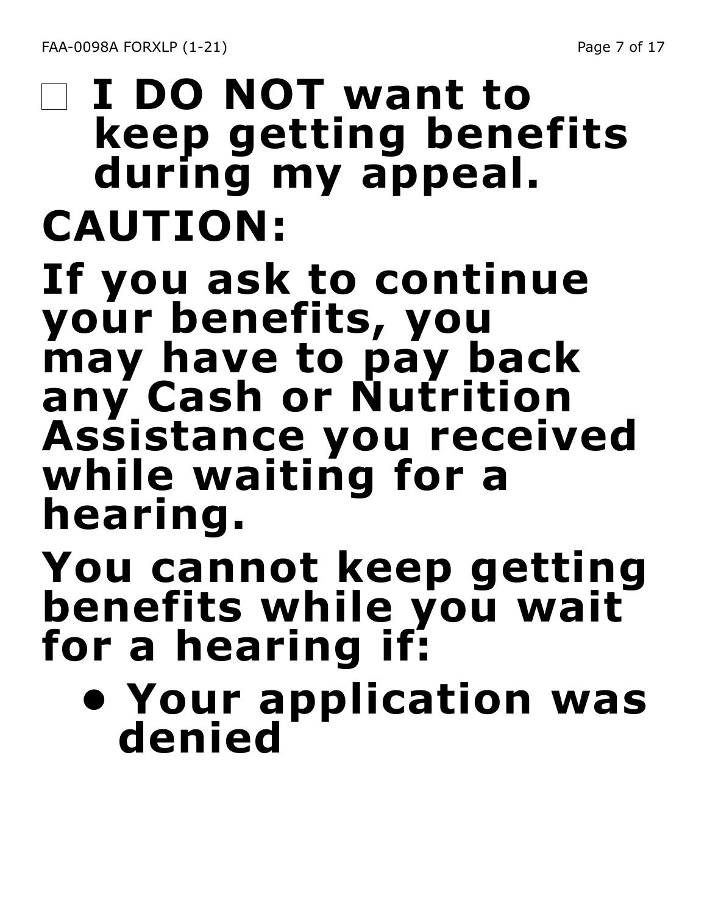☐ **I DO NOT want to keep getting benefits during my appeal.**

**CAUTION:**

**If you ask to continue your benefits, you may have to pay back any Cash or Nutrition Assistance you received while waiting for a hearing.**

**You cannot keep getting benefits while you wait for a hearing if:**

- **Your application was denied**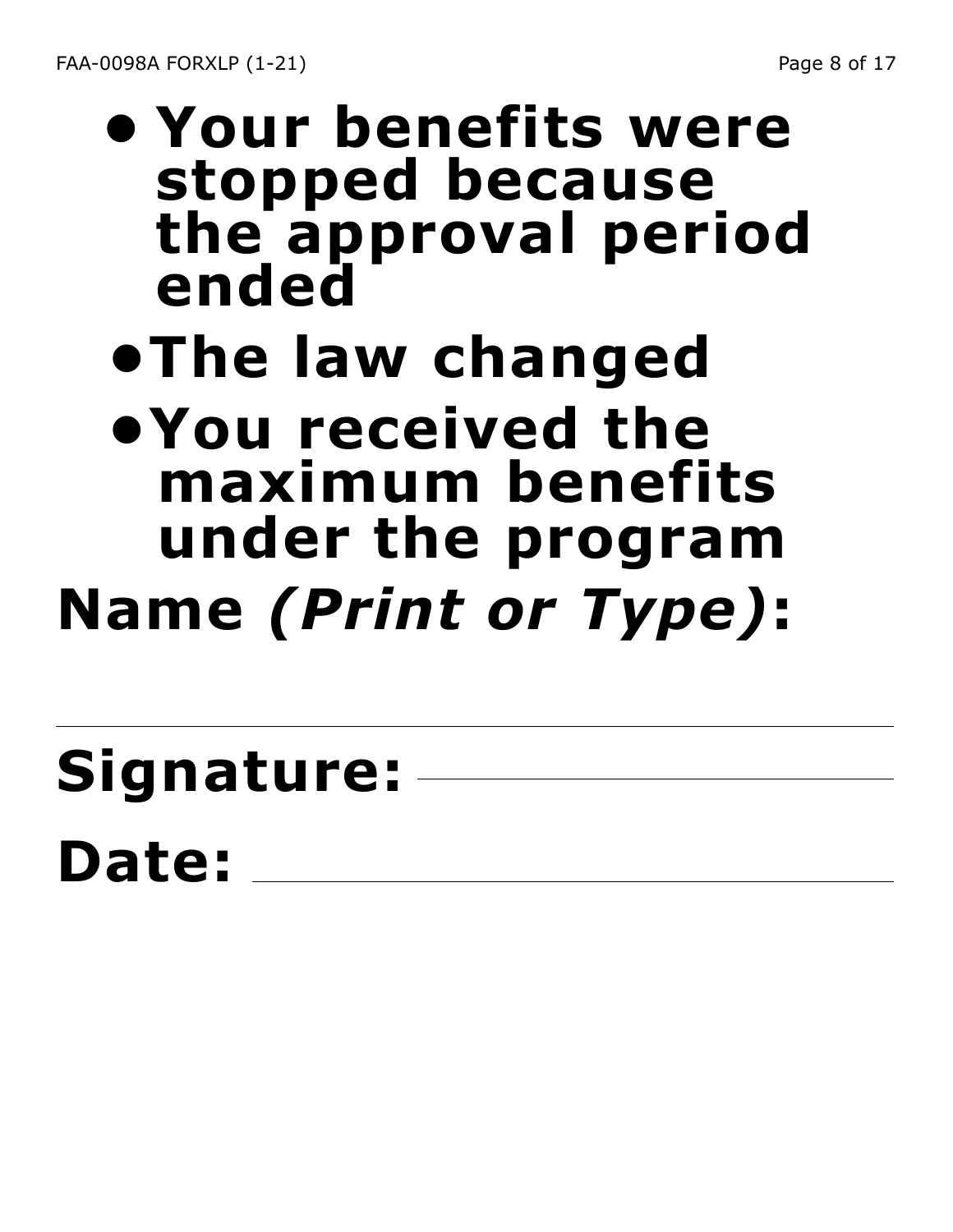- **Your benefits were stopped because the approval period ended**
- **The law changed**
- **You received the maximum benefits under the program**

**Name *(Print or Type)*:**

______________________________

**Signature:** ______________________

**Date:** ______________________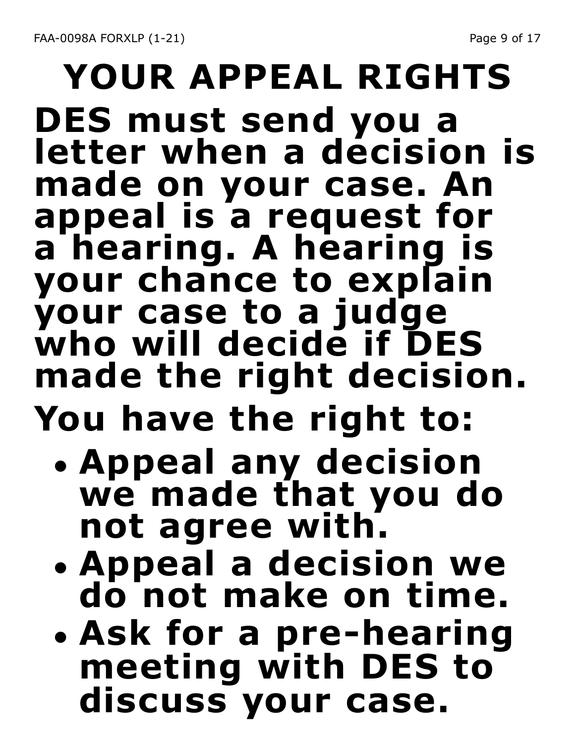# YOUR APPEAL RIGHTS

**DES must send you a letter when a decision is made on your case. An appeal is a request for a hearing. A hearing is your chance to explain your case to a judge who will decide if DES made the right decision.**

## You have the right to:

- **Appeal any decision we made that you do not agree with.**
- **Appeal a decision we do not make on time.**
- **Ask for a pre-hearing meeting with DES to discuss your case.**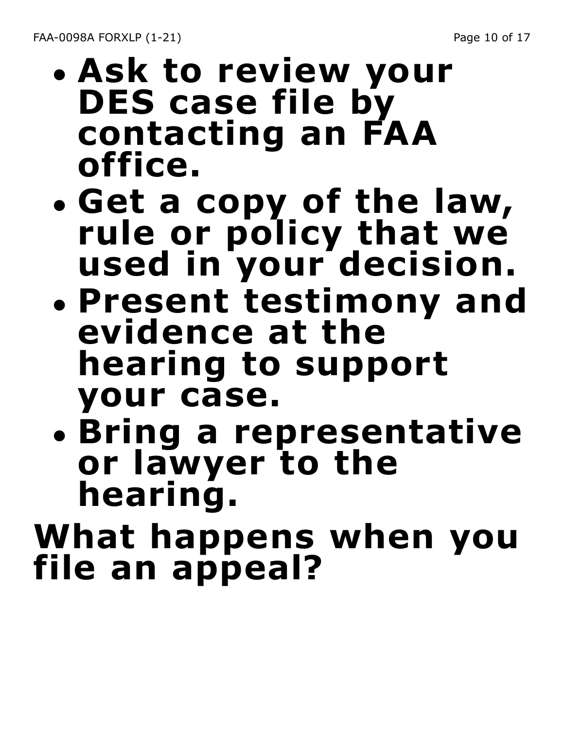- **Ask to review your DES case file by contacting an FAA office.**
- **Get a copy of the law, rule or policy that we used in your decision.**
- **Present testimony and evidence at the hearing to support your case.**
- **Bring a representative or lawyer to the hearing.**

## What happens when you file an appeal?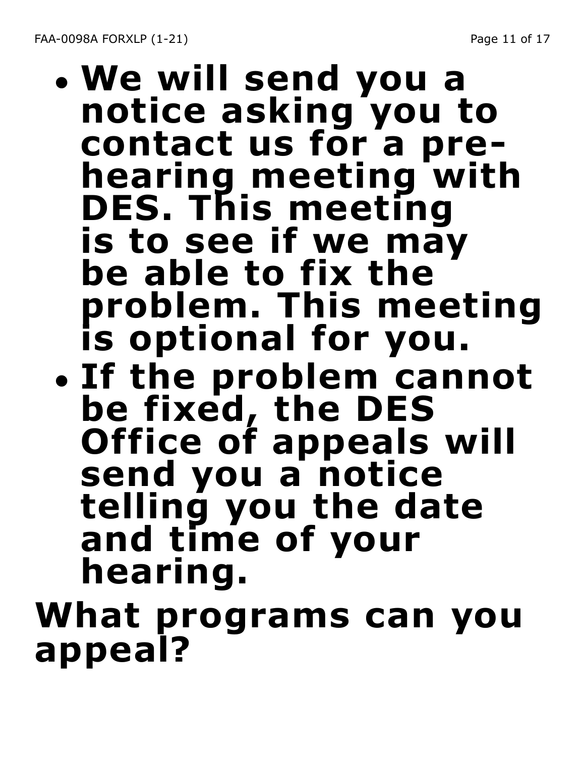- **We will send you a notice asking you to contact us for a pre-hearing meeting with DES. This meeting is to see if we may be able to fix the problem. This meeting is optional for you.**
- **If the problem cannot be fixed, the DES Office of appeals will send you a notice telling you the date and time of your hearing.**

## What programs can you appeal?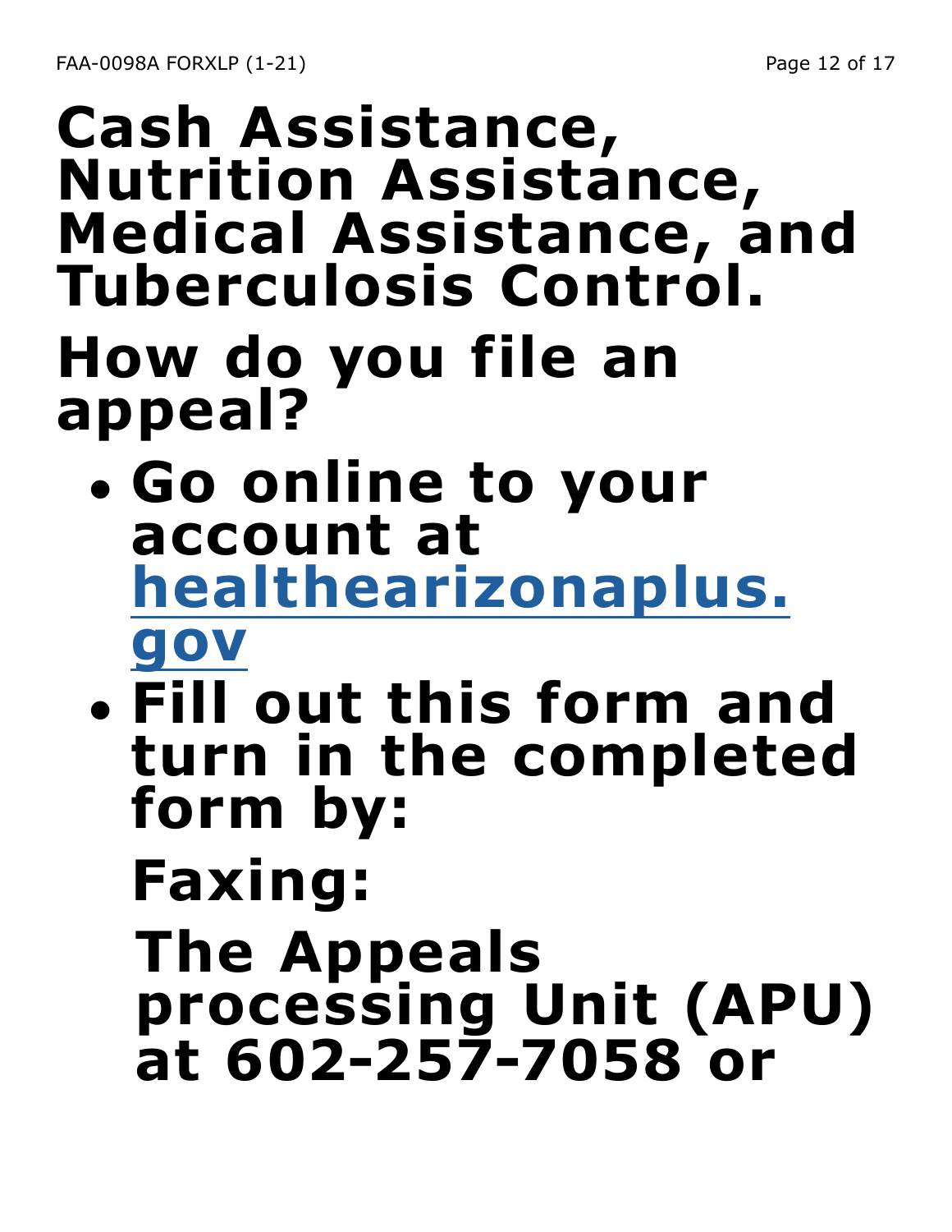# Cash Assistance, Nutrition Assistance, Medical Assistance, and Tuberculosis Control.

## How do you file an appeal?

- **Go online to your account at [healthearizonaplus.gov](https://healthearizonaplus.gov)**
- **Fill out this form and turn in the completed form by:**

  **Faxing:**

  **The Appeals processing Unit (APU) at 602-257-7058 or**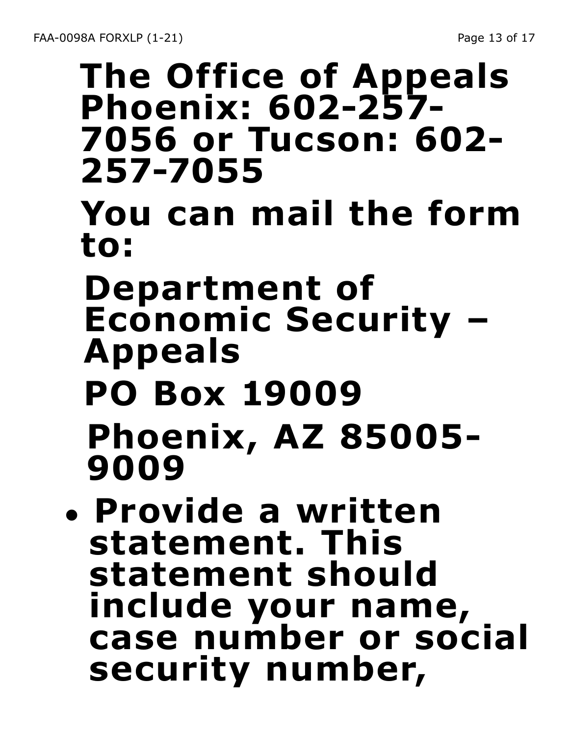**The Office of Appeals Phoenix: 602-257-7056 or Tucson: 602-257-7055**

**You can mail the form to:**

**Department of Economic Security – Appeals**

**PO Box 19009**

**Phoenix, AZ 85005-9009**

- **Provide a written statement. This statement should include your name, case number or social security number,**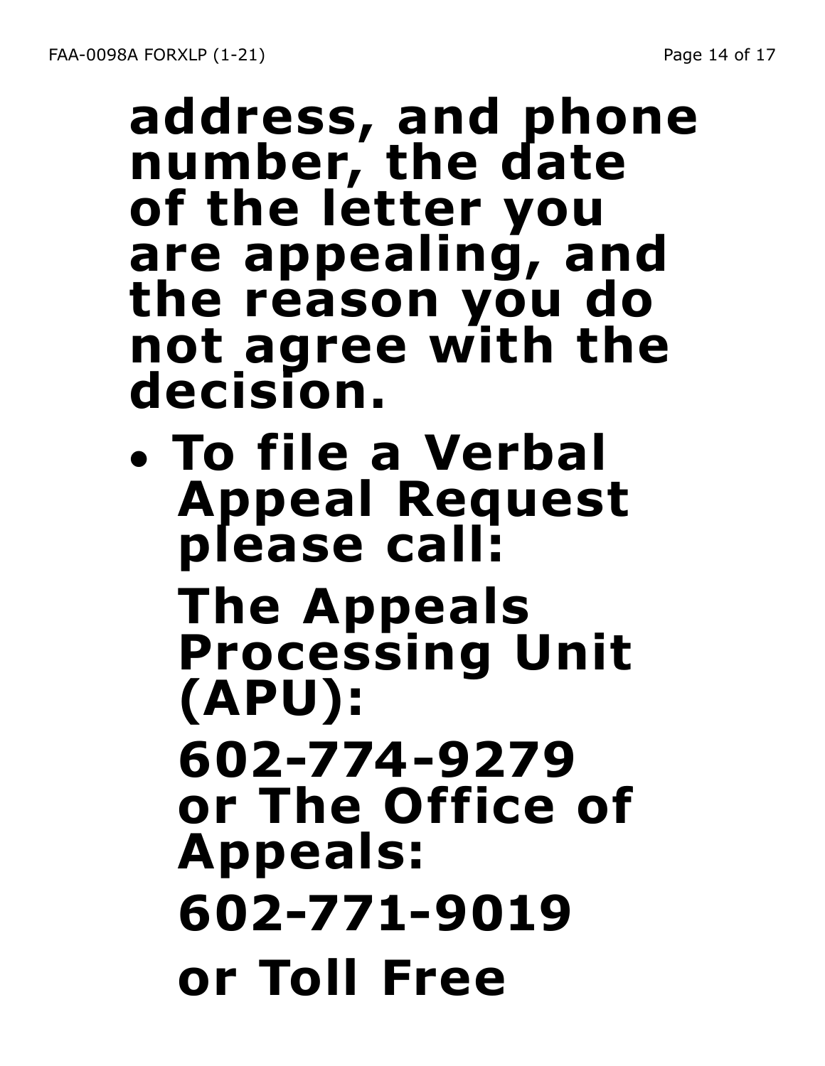**address, and phone number, the date of the letter you are appealing, and the reason you do not agree with the decision.**

- **To file a Verbal Appeal Request please call:**

  **The Appeals Processing Unit (APU):**

  **602-774-9279 or The Office of Appeals:**

  **602-771-9019**

  **or Toll Free**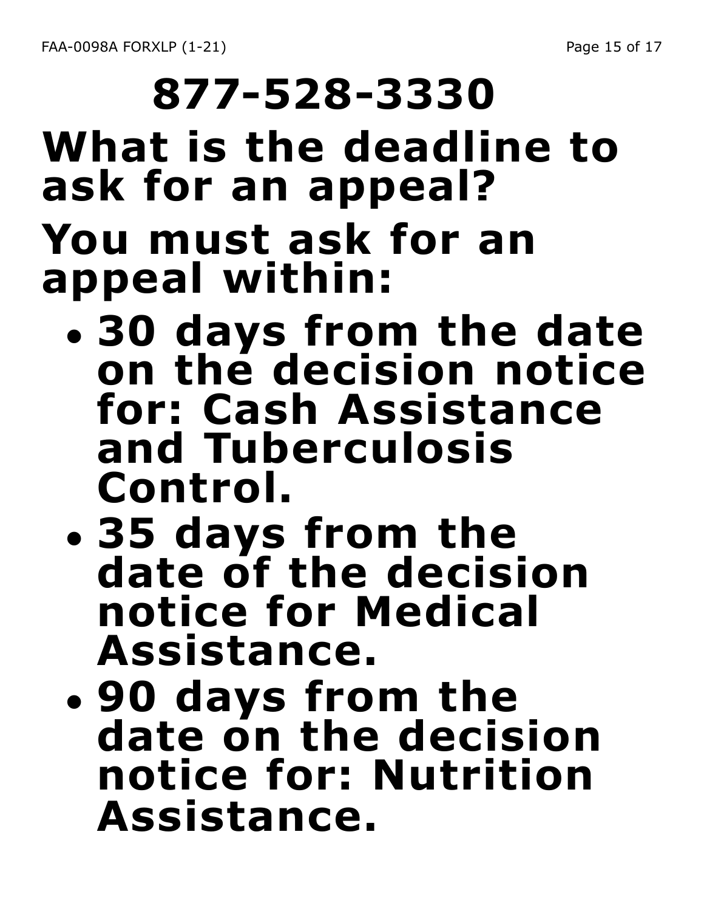**877-528-3330**

## What is the deadline to ask for an appeal?

## You must ask for an appeal within:

- **30 days from the date on the decision notice for: Cash Assistance and Tuberculosis Control.**
- **35 days from the date of the decision notice for Medical Assistance.**
- **90 days from the date on the decision notice for: Nutrition Assistance.**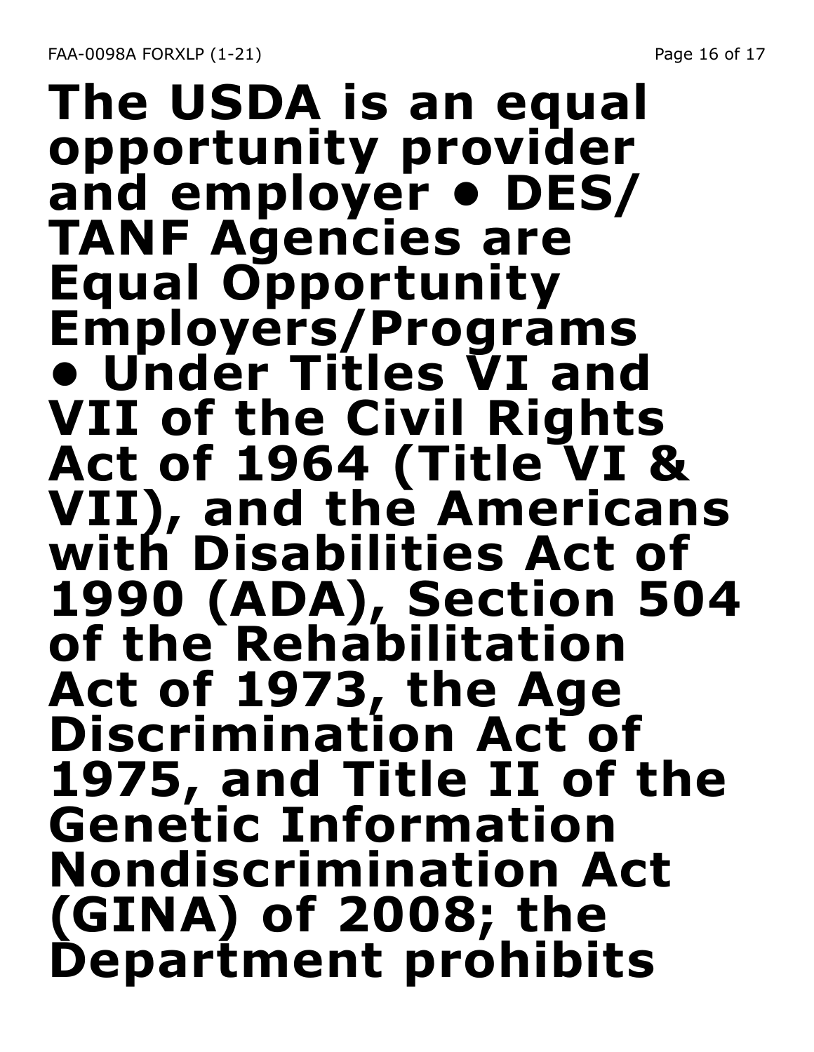**The USDA is an equal opportunity provider and employer • DES/ TANF Agencies are Equal Opportunity Employers/Programs • Under Titles VI and VII of the Civil Rights Act of 1964 (Title VI & VII), and the Americans with Disabilities Act of 1990 (ADA), Section 504 of the Rehabilitation Act of 1973, the Age Discrimination Act of 1975, and Title II of the Genetic Information Nondiscrimination Act (GINA) of 2008; the Department prohibits**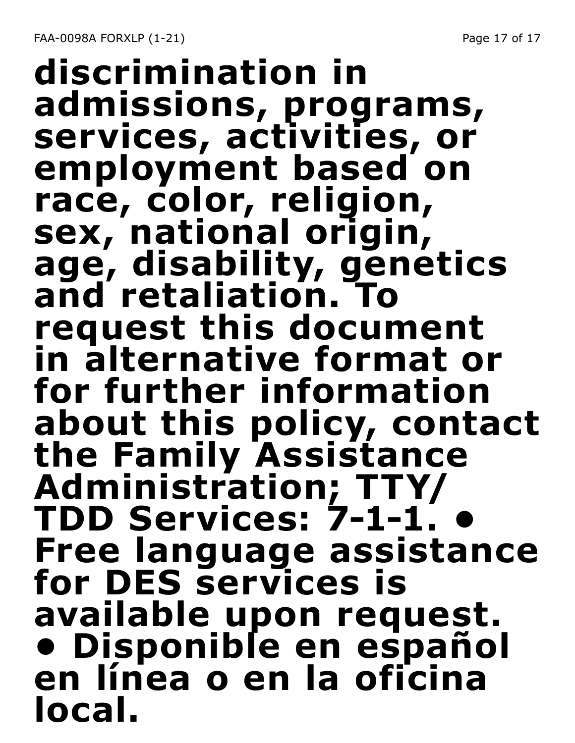**discrimination in admissions, programs, services, activities, or employment based on race, color, religion, sex, national origin, age, disability, genetics and retaliation. To request this document in alternative format or for further information about this policy, contact the Family Assistance Administration; TTY/ TDD Services: 7-1-1. • Free language assistance for DES services is available upon request. • Disponible en español en línea o en la oficina local.**